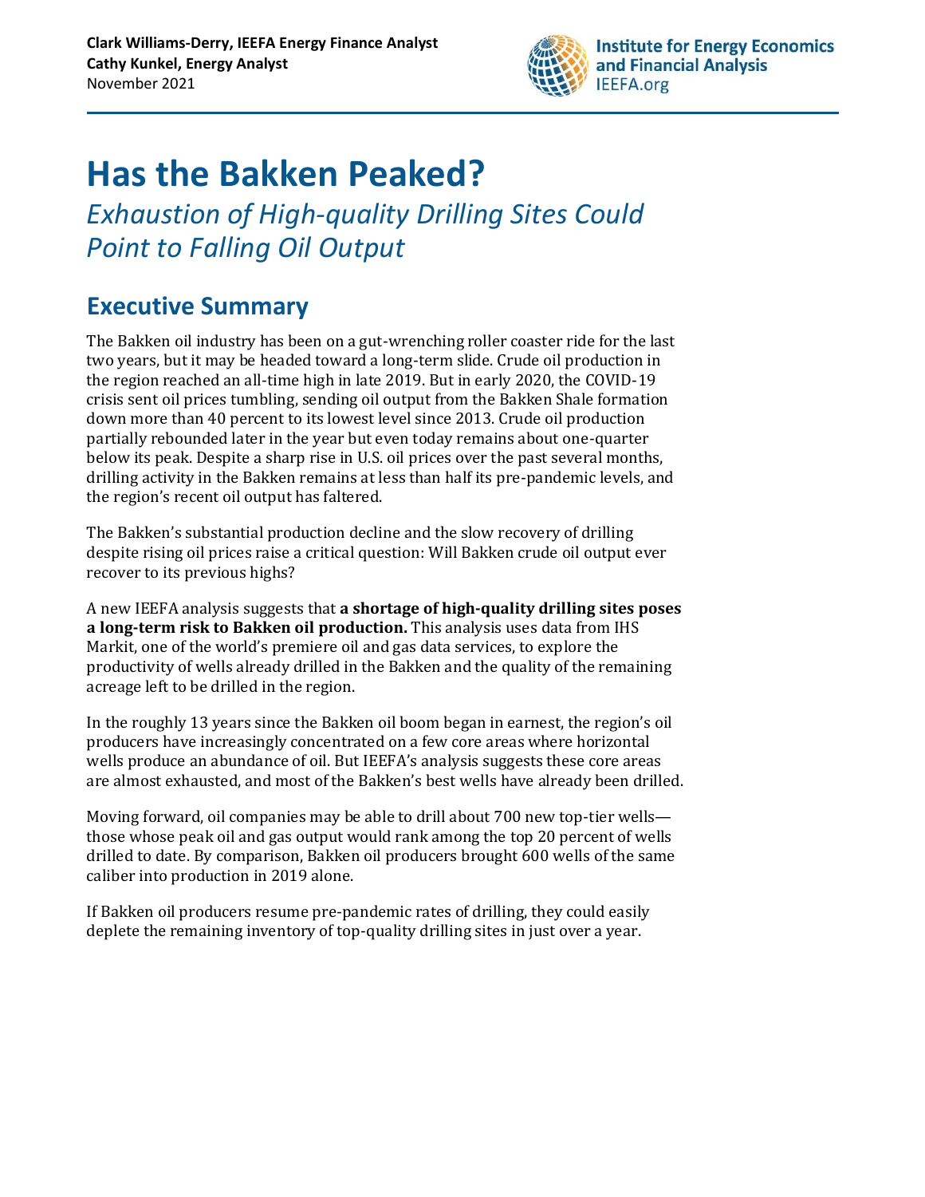**Clark Williams-Derry, IEEFA Energy Finance Analyst**
**Cathy Kunkel, Energy Analyst**
November 2021

Institute for Energy Economics and Financial Analysis
IEEFA.org

# Has the Bakken Peaked?

## *Exhaustion of High-quality Drilling Sites Could Point to Falling Oil Output*

## Executive Summary

The Bakken oil industry has been on a gut-wrenching roller coaster ride for the last two years, but it may be headed toward a long-term slide. Crude oil production in the region reached an all-time high in late 2019. But in early 2020, the COVID-19 crisis sent oil prices tumbling, sending oil output from the Bakken Shale formation down more than 40 percent to its lowest level since 2013. Crude oil production partially rebounded later in the year but even today remains about one-quarter below its peak. Despite a sharp rise in U.S. oil prices over the past several months, drilling activity in the Bakken remains at less than half its pre-pandemic levels, and the region's recent oil output has faltered.

The Bakken's substantial production decline and the slow recovery of drilling despite rising oil prices raise a critical question: Will Bakken crude oil output ever recover to its previous highs?

A new IEEFA analysis suggests that **a shortage of high-quality drilling sites poses a long-term risk to Bakken oil production.** This analysis uses data from IHS Markit, one of the world's premiere oil and gas data services, to explore the productivity of wells already drilled in the Bakken and the quality of the remaining acreage left to be drilled in the region.

In the roughly 13 years since the Bakken oil boom began in earnest, the region's oil producers have increasingly concentrated on a few core areas where horizontal wells produce an abundance of oil. But IEEFA's analysis suggests these core areas are almost exhausted, and most of the Bakken's best wells have already been drilled.

Moving forward, oil companies may be able to drill about 700 new top-tier wells—those whose peak oil and gas output would rank among the top 20 percent of wells drilled to date. By comparison, Bakken oil producers brought 600 wells of the same caliber into production in 2019 alone.

If Bakken oil producers resume pre-pandemic rates of drilling, they could easily deplete the remaining inventory of top-quality drilling sites in just over a year.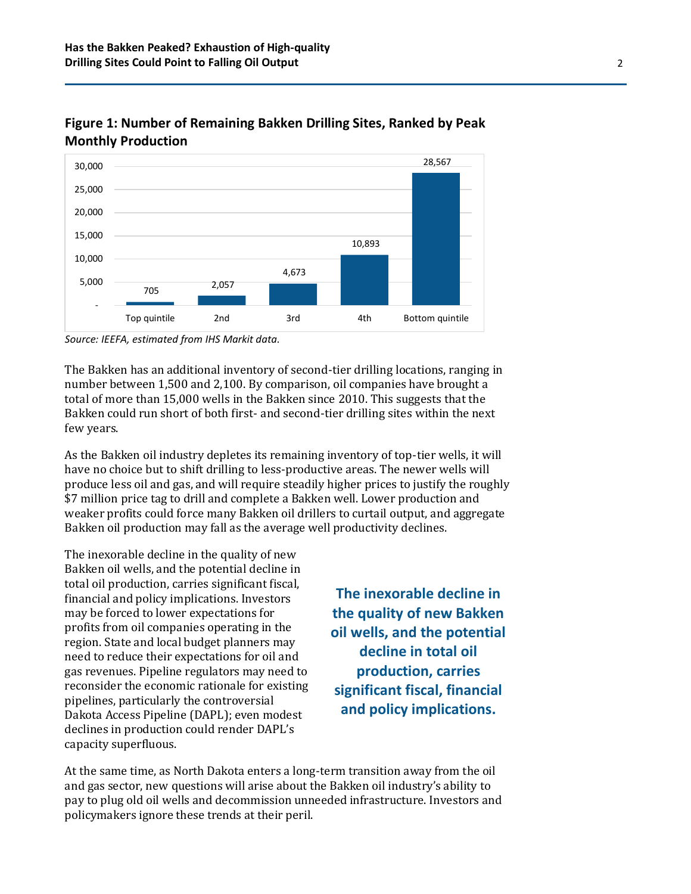### Figure 1: Number of Remaining Bakken Drilling Sites, Ranked by Peak Monthly Production

| Top quintile | 2nd | 3rd | 4th | Bottom quintile |
|---|---|---|---|---|
| 705 | 2,057 | 4,673 | 10,893 | 28,567 |

*Source: IEEFA, estimated from IHS Markit data.*

The Bakken has an additional inventory of second-tier drilling locations, ranging in number between 1,500 and 2,100. By comparison, oil companies have brought a total of more than 15,000 wells in the Bakken since 2010. This suggests that the Bakken could run short of both first- and second-tier drilling sites within the next few years.

As the Bakken oil industry depletes its remaining inventory of top-tier wells, it will have no choice but to shift drilling to less-productive areas. The newer wells will produce less oil and gas, and will require steadily higher prices to justify the roughly $7 million price tag to drill and complete a Bakken well. Lower production and weaker profits could force many Bakken oil drillers to curtail output, and aggregate Bakken oil production may fall as the average well productivity declines.

The inexorable decline in the quality of new Bakken oil wells, and the potential decline in total oil production, carries significant fiscal, financial and policy implications. Investors may be forced to lower expectations for profits from oil companies operating in the region. State and local budget planners may need to reduce their expectations for oil and gas revenues. Pipeline regulators may need to reconsider the economic rationale for existing pipelines, particularly the controversial Dakota Access Pipeline (DAPL); even modest declines in production could render DAPL's capacity superfluous.

> **The inexorable decline in the quality of new Bakken oil wells, and the potential decline in total oil production, carries significant fiscal, financial and policy implications.**

At the same time, as North Dakota enters a long-term transition away from the oil and gas sector, new questions will arise about the Bakken oil industry's ability to pay to plug old oil wells and decommission unneeded infrastructure. Investors and policymakers ignore these trends at their peril.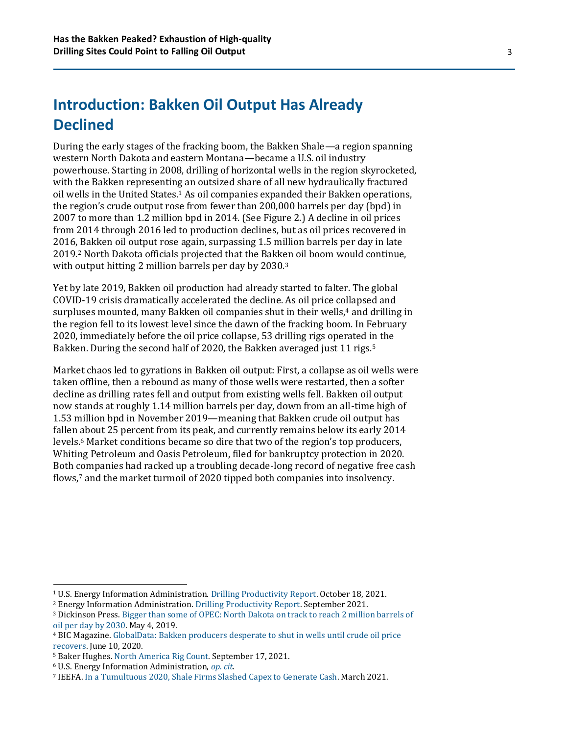# Introduction: Bakken Oil Output Has Already Declined

During the early stages of the fracking boom, the Bakken Shale—a region spanning western North Dakota and eastern Montana—became a U.S. oil industry powerhouse. Starting in 2008, drilling of horizontal wells in the region skyrocketed, with the Bakken representing an outsized share of all new hydraulically fractured oil wells in the United States.[1] As oil companies expanded their Bakken operations, the region's crude output rose from fewer than 200,000 barrels per day (bpd) in 2007 to more than 1.2 million bpd in 2014. (See Figure 2.) A decline in oil prices from 2014 through 2016 led to production declines, but as oil prices recovered in 2016, Bakken oil output rose again, surpassing 1.5 million barrels per day in late 2019.[2] North Dakota officials projected that the Bakken oil boom would continue, with output hitting 2 million barrels per day by 2030.[3]

Yet by late 2019, Bakken oil production had already started to falter. The global COVID-19 crisis dramatically accelerated the decline. As oil price collapsed and surpluses mounted, many Bakken oil companies shut in their wells,[4] and drilling in the region fell to its lowest level since the dawn of the fracking boom. In February 2020, immediately before the oil price collapse, 53 drilling rigs operated in the Bakken. During the second half of 2020, the Bakken averaged just 11 rigs.[5]

Market chaos led to gyrations in Bakken oil output: First, a collapse as oil wells were taken offline, then a rebound as many of those wells were restarted, then a softer decline as drilling rates fell and output from existing wells fell. Bakken oil output now stands at roughly 1.14 million barrels per day, down from an all-time high of 1.53 million bpd in November 2019—meaning that Bakken crude oil output has fallen about 25 percent from its peak, and currently remains below its early 2014 levels.[6] Market conditions became so dire that two of the region's top producers, Whiting Petroleum and Oasis Petroleum, filed for bankruptcy protection in 2020. Both companies had racked up a troubling decade-long record of negative free cash flows,[7] and the market turmoil of 2020 tipped both companies into insolvency.

---

[1] U.S. Energy Information Administration. Drilling Productivity Report. October 18, 2021.

[2] Energy Information Administration. Drilling Productivity Report. September 2021.

[3] Dickinson Press. Bigger than some of OPEC: North Dakota on track to reach 2 million barrels of oil per day by 2030. May 4, 2019.

[4] BIC Magazine. GlobalData: Bakken producers desperate to shut in wells until crude oil price recovers. June 10, 2020.

[5] Baker Hughes. North America Rig Count. September 17, 2021.

[6] U.S. Energy Information Administration, *op. cit.*

[7] IEEFA. In a Tumultuous 2020, Shale Firms Slashed Capex to Generate Cash. March 2021.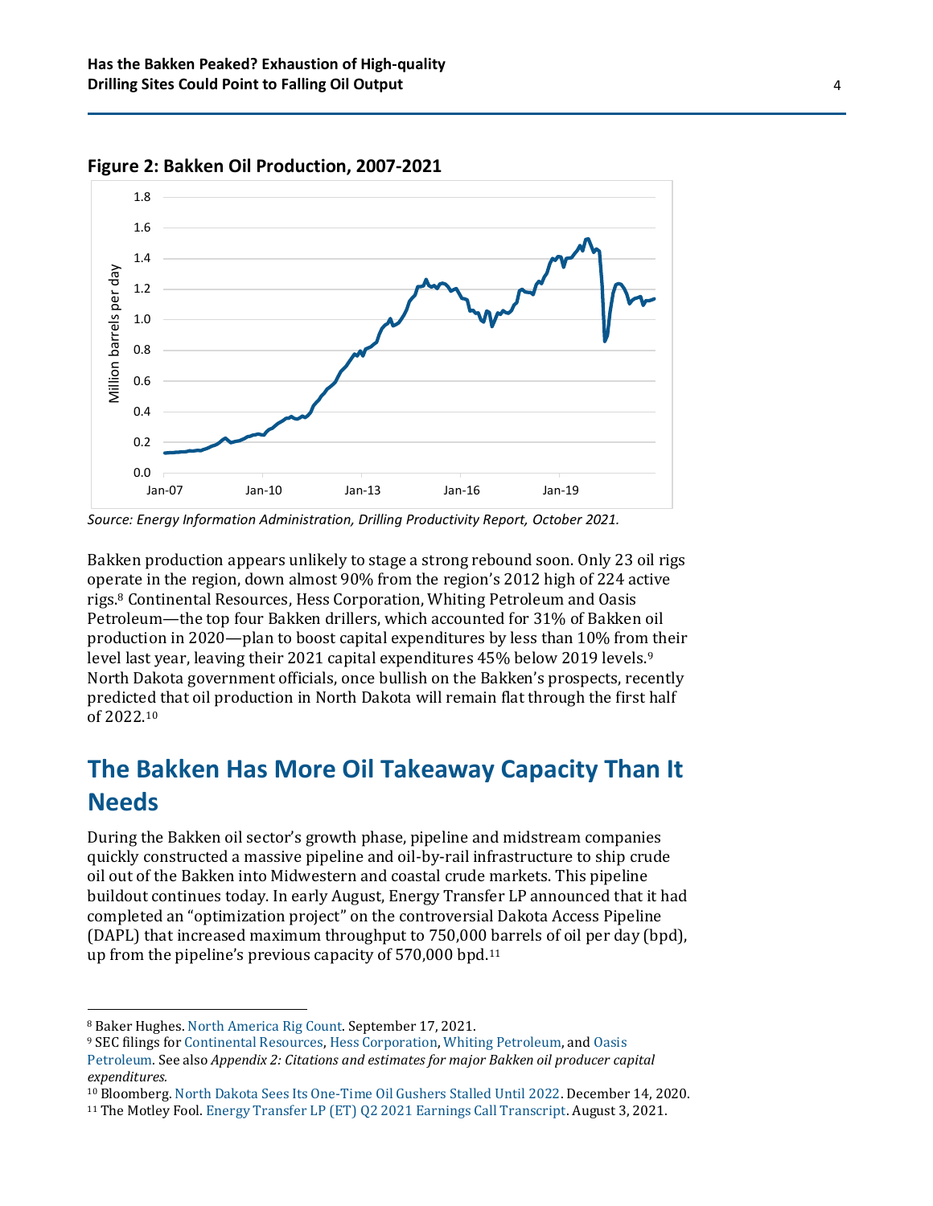**Figure 2: Bakken Oil Production, 2007-2021**

*Source: Energy Information Administration, Drilling Productivity Report, October 2021.*

Bakken production appears unlikely to stage a strong rebound soon. Only 23 oil rigs operate in the region, down almost 90% from the region's 2012 high of 224 active rigs.[8] Continental Resources, Hess Corporation, Whiting Petroleum and Oasis Petroleum—the top four Bakken drillers, which accounted for 31% of Bakken oil production in 2020—plan to boost capital expenditures by less than 10% from their level last year, leaving their 2021 capital expenditures 45% below 2019 levels.[9] North Dakota government officials, once bullish on the Bakken's prospects, recently predicted that oil production in North Dakota will remain flat through the first half of 2022.[10]

## The Bakken Has More Oil Takeaway Capacity Than It Needs

During the Bakken oil sector's growth phase, pipeline and midstream companies quickly constructed a massive pipeline and oil-by-rail infrastructure to ship crude oil out of the Bakken into Midwestern and coastal crude markets. This pipeline buildout continues today. In early August, Energy Transfer LP announced that it had completed an "optimization project" on the controversial Dakota Access Pipeline (DAPL) that increased maximum throughput to 750,000 barrels of oil per day (bpd), up from the pipeline's previous capacity of 570,000 bpd.[11]

---

[8] Baker Hughes. North America Rig Count. September 17, 2021.

[9] SEC filings for Continental Resources, Hess Corporation, Whiting Petroleum, and Oasis Petroleum. See also *Appendix 2: Citations and estimates for major Bakken oil producer capital expenditures.*

[10] Bloomberg. North Dakota Sees Its One-Time Oil Gushers Stalled Until 2022. December 14, 2020.

[11] The Motley Fool. Energy Transfer LP (ET) Q2 2021 Earnings Call Transcript. August 3, 2021.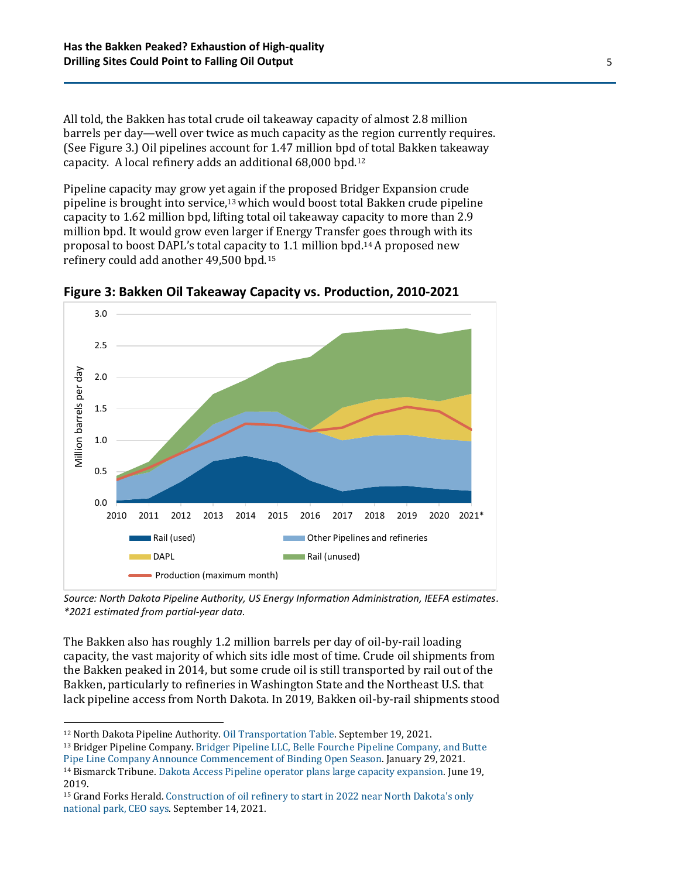All told, the Bakken has total crude oil takeaway capacity of almost 2.8 million barrels per day—well over twice as much capacity as the region currently requires. (See Figure 3.) Oil pipelines account for 1.47 million bpd of total Bakken takeaway capacity. A local refinery adds an additional 68,000 bpd.[12]

Pipeline capacity may grow yet again if the proposed Bridger Expansion crude pipeline is brought into service,[13] which would boost total Bakken crude pipeline capacity to 1.62 million bpd, lifting total oil takeaway capacity to more than 2.9 million bpd. It would grow even larger if Energy Transfer goes through with its proposal to boost DAPL's total capacity to 1.1 million bpd.[14] A proposed new refinery could add another 49,500 bpd.[15]

**Figure 3: Bakken Oil Takeaway Capacity vs. Production, 2010-2021**

*Source: North Dakota Pipeline Authority, US Energy Information Administration, IEEFA estimates. *2021 estimated from partial-year data.*

The Bakken also has roughly 1.2 million barrels per day of oil-by-rail loading capacity, the vast majority of which sits idle most of time. Crude oil shipments from the Bakken peaked in 2014, but some crude oil is still transported by rail out of the Bakken, particularly to refineries in Washington State and the Northeast U.S. that lack pipeline access from North Dakota. In 2019, Bakken oil-by-rail shipments stood

---

[12] North Dakota Pipeline Authority. Oil Transportation Table. September 19, 2021.
[13] Bridger Pipeline Company. Bridger Pipeline LLC, Belle Fourche Pipeline Company, and Butte Pipe Line Company Announce Commencement of Binding Open Season. January 29, 2021.
[14] Bismarck Tribune. Dakota Access Pipeline operator plans large capacity expansion. June 19, 2019.
[15] Grand Forks Herald. Construction of oil refinery to start in 2022 near North Dakota's only national park, CEO says. September 14, 2021.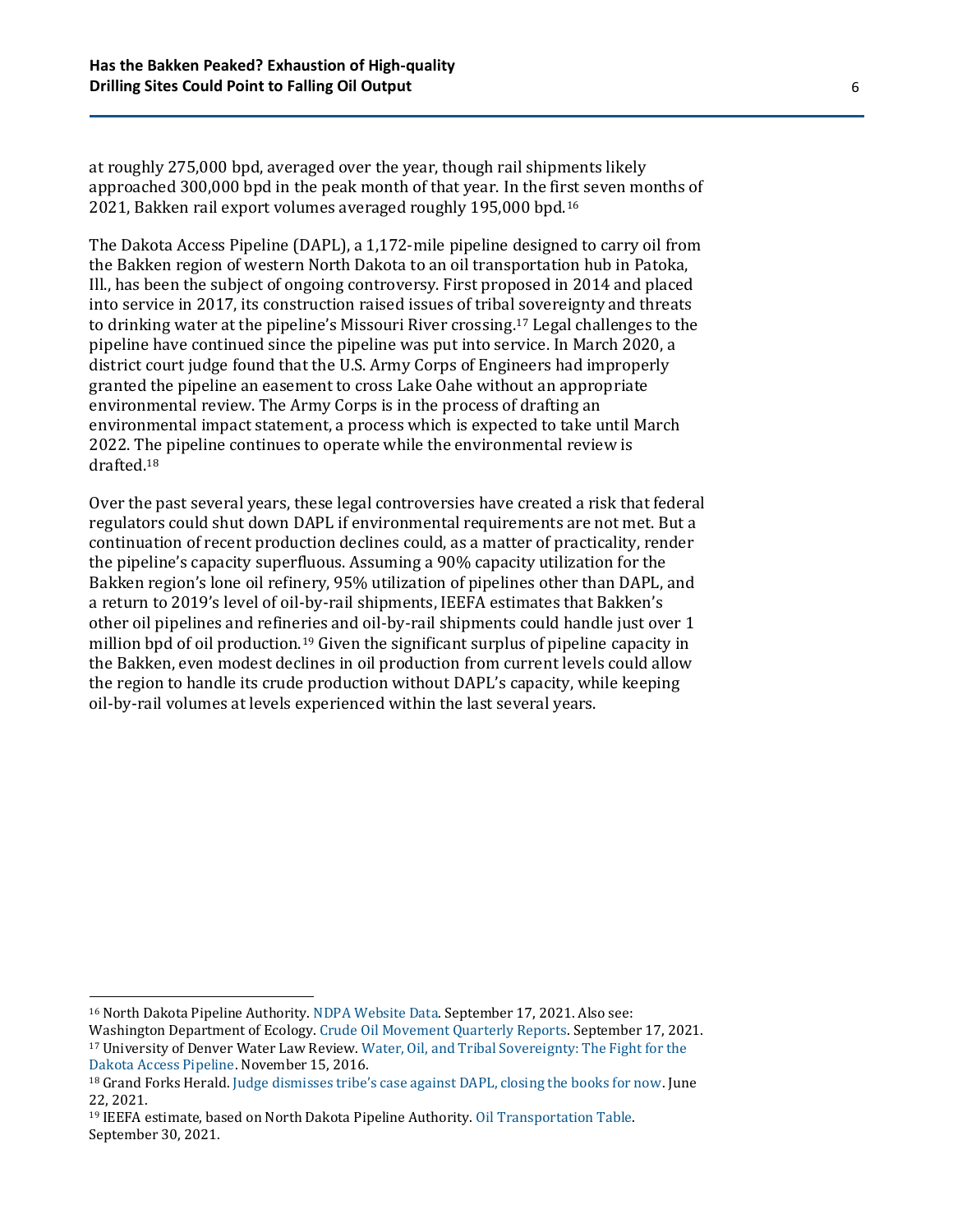at roughly 275,000 bpd, averaged over the year, though rail shipments likely approached 300,000 bpd in the peak month of that year. In the first seven months of 2021, Bakken rail export volumes averaged roughly 195,000 bpd.[16]

The Dakota Access Pipeline (DAPL), a 1,172-mile pipeline designed to carry oil from the Bakken region of western North Dakota to an oil transportation hub in Patoka, Ill., has been the subject of ongoing controversy. First proposed in 2014 and placed into service in 2017, its construction raised issues of tribal sovereignty and threats to drinking water at the pipeline's Missouri River crossing.[17] Legal challenges to the pipeline have continued since the pipeline was put into service. In March 2020, a district court judge found that the U.S. Army Corps of Engineers had improperly granted the pipeline an easement to cross Lake Oahe without an appropriate environmental review. The Army Corps is in the process of drafting an environmental impact statement, a process which is expected to take until March 2022. The pipeline continues to operate while the environmental review is drafted.[18]

Over the past several years, these legal controversies have created a risk that federal regulators could shut down DAPL if environmental requirements are not met. But a continuation of recent production declines could, as a matter of practicality, render the pipeline's capacity superfluous. Assuming a 90% capacity utilization for the Bakken region's lone oil refinery, 95% utilization of pipelines other than DAPL, and a return to 2019's level of oil-by-rail shipments, IEEFA estimates that Bakken's other oil pipelines and refineries and oil-by-rail shipments could handle just over 1 million bpd of oil production.[19] Given the significant surplus of pipeline capacity in the Bakken, even modest declines in oil production from current levels could allow the region to handle its crude production without DAPL's capacity, while keeping oil-by-rail volumes at levels experienced within the last several years.

---

[16] North Dakota Pipeline Authority. NDPA Website Data. September 17, 2021. Also see: Washington Department of Ecology. Crude Oil Movement Quarterly Reports. September 17, 2021.

[17] University of Denver Water Law Review. Water, Oil, and Tribal Sovereignty: The Fight for the Dakota Access Pipeline. November 15, 2016.

[18] Grand Forks Herald. Judge dismisses tribe's case against DAPL, closing the books for now. June 22, 2021.

[19] IEEFA estimate, based on North Dakota Pipeline Authority. Oil Transportation Table. September 30, 2021.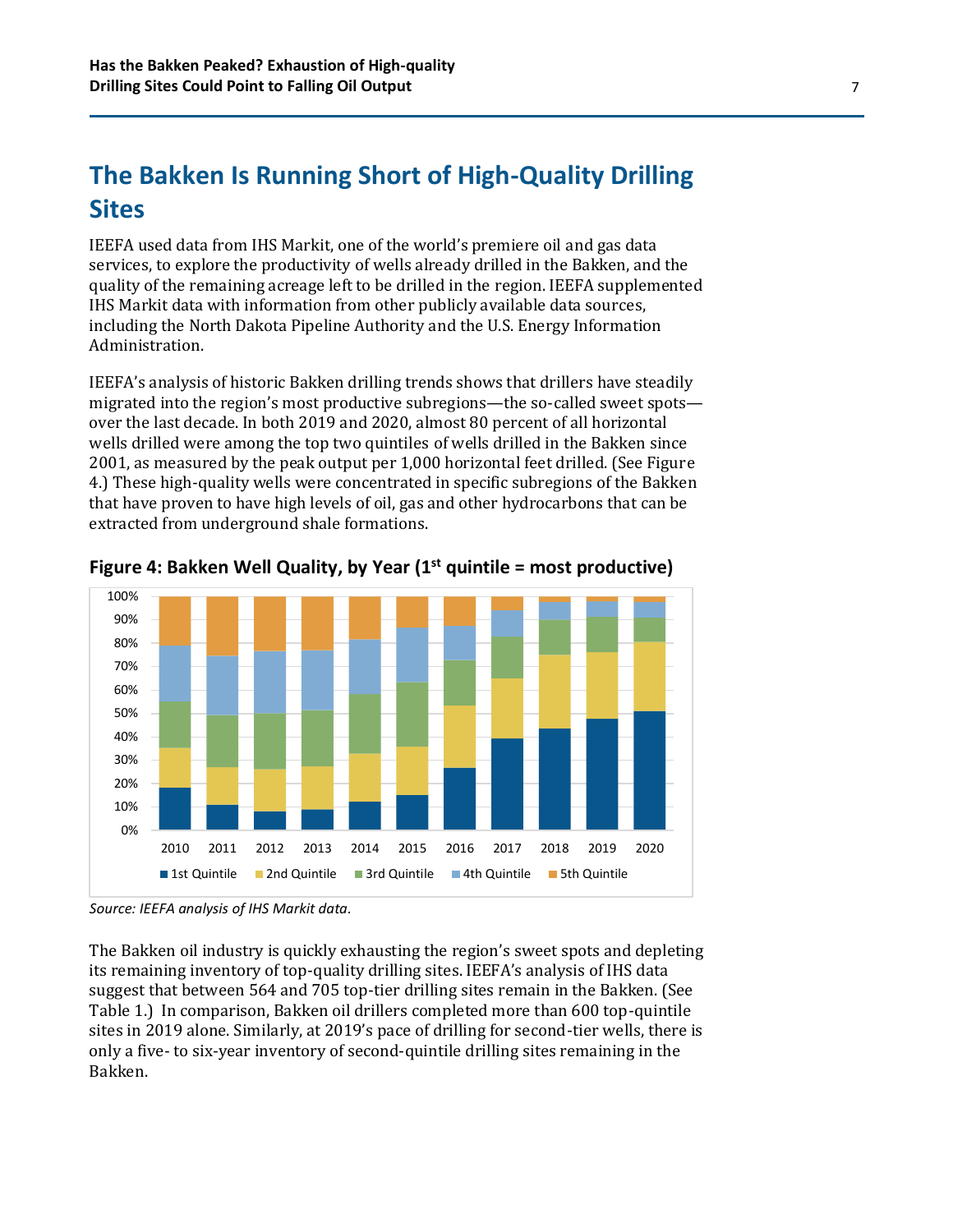## The Bakken Is Running Short of High-Quality Drilling Sites

IEEFA used data from IHS Markit, one of the world's premiere oil and gas data services, to explore the productivity of wells already drilled in the Bakken, and the quality of the remaining acreage left to be drilled in the region. IEEFA supplemented IHS Markit data with information from other publicly available data sources, including the North Dakota Pipeline Authority and the U.S. Energy Information Administration.

IEEFA's analysis of historic Bakken drilling trends shows that drillers have steadily migrated into the region's most productive subregions—the so-called sweet spots—over the last decade. In both 2019 and 2020, almost 80 percent of all horizontal wells drilled were among the top two quintiles of wells drilled in the Bakken since 2001, as measured by the peak output per 1,000 horizontal feet drilled. (See Figure 4.) These high-quality wells were concentrated in specific subregions of the Bakken that have proven to have high levels of oil, gas and other hydrocarbons that can be extracted from underground shale formations.

**Figure 4: Bakken Well Quality, by Year (1st quintile = most productive)**

*Source: IEEFA analysis of IHS Markit data.*

The Bakken oil industry is quickly exhausting the region's sweet spots and depleting its remaining inventory of top-quality drilling sites. IEEFA's analysis of IHS data suggest that between 564 and 705 top-tier drilling sites remain in the Bakken. (See Table 1.) In comparison, Bakken oil drillers completed more than 600 top-quintile sites in 2019 alone. Similarly, at 2019's pace of drilling for second-tier wells, there is only a five- to six-year inventory of second-quintile drilling sites remaining in the Bakken.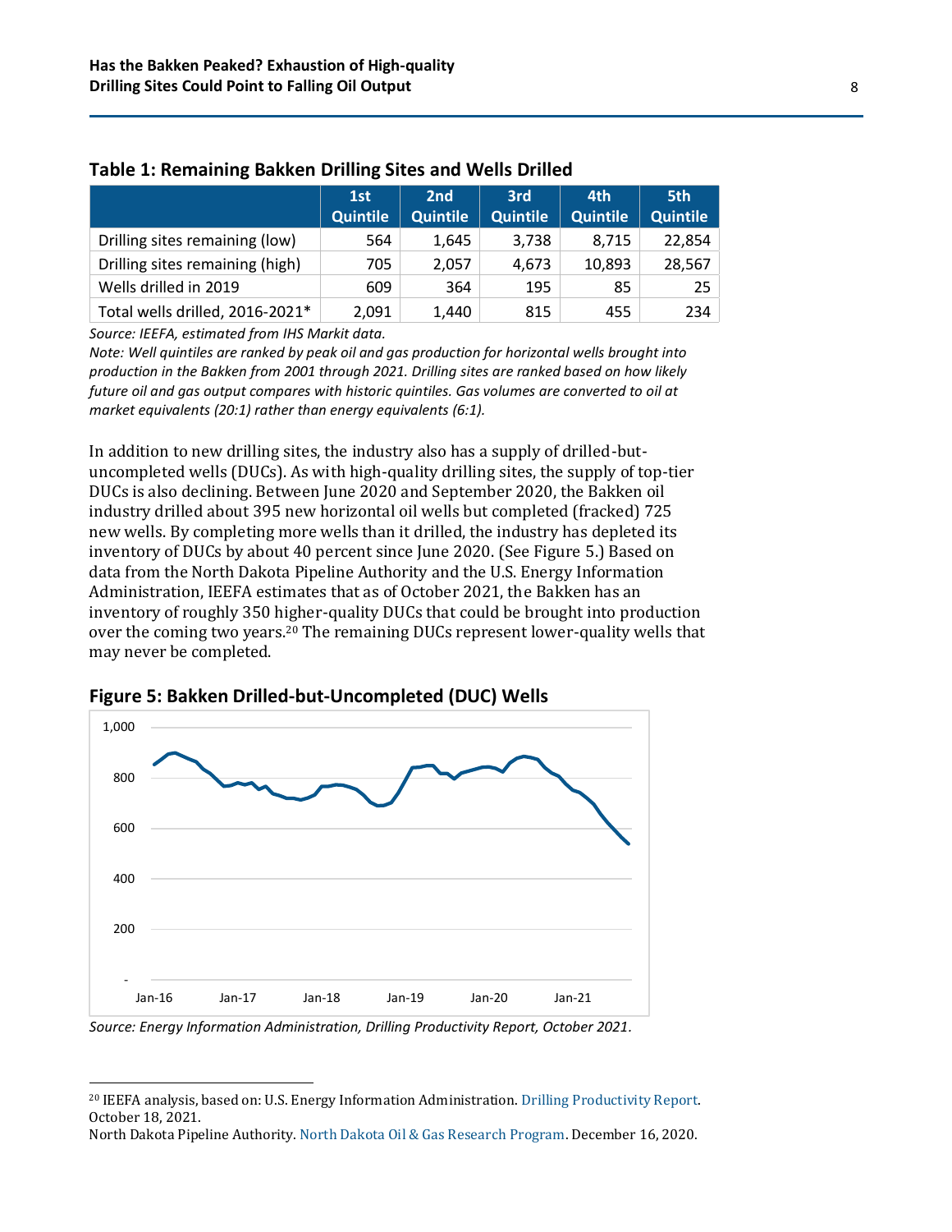**Table 1: Remaining Bakken Drilling Sites and Wells Drilled**

| | 1st Quintile | 2nd Quintile | 3rd Quintile | 4th Quintile | 5th Quintile |
|---|---|---|---|---|---|
| Drilling sites remaining (low) | 564 | 1,645 | 3,738 | 8,715 | 22,854 |
| Drilling sites remaining (high) | 705 | 2,057 | 4,673 | 10,893 | 28,567 |
| Wells drilled in 2019 | 609 | 364 | 195 | 85 | 25 |
| Total wells drilled, 2016-2021* | 2,091 | 1,440 | 815 | 455 | 234 |

*Source: IEEFA, estimated from IHS Markit data.*

*Note: Well quintiles are ranked by peak oil and gas production for horizontal wells brought into production in the Bakken from 2001 through 2021. Drilling sites are ranked based on how likely future oil and gas output compares with historic quintiles. Gas volumes are converted to oil at market equivalents (20:1) rather than energy equivalents (6:1).*

In addition to new drilling sites, the industry also has a supply of drilled-but-uncompleted wells (DUCs). As with high-quality drilling sites, the supply of top-tier DUCs is also declining. Between June 2020 and September 2020, the Bakken oil industry drilled about 395 new horizontal oil wells but completed (fracked) 725 new wells. By completing more wells than it drilled, the industry has depleted its inventory of DUCs by about 40 percent since June 2020. (See Figure 5.) Based on data from the North Dakota Pipeline Authority and the U.S. Energy Information Administration, IEEFA estimates that as of October 2021, the Bakken has an inventory of roughly 350 higher-quality DUCs that could be brought into production over the coming two years.[20] The remaining DUCs represent lower-quality wells that may never be completed.

**Figure 5: Bakken Drilled-but-Uncompleted (DUC) Wells**

*Source: Energy Information Administration, Drilling Productivity Report, October 2021.*

[20] IEEFA analysis, based on: U.S. Energy Information Administration. Drilling Productivity Report. October 18, 2021.
North Dakota Pipeline Authority. North Dakota Oil & Gas Research Program. December 16, 2020.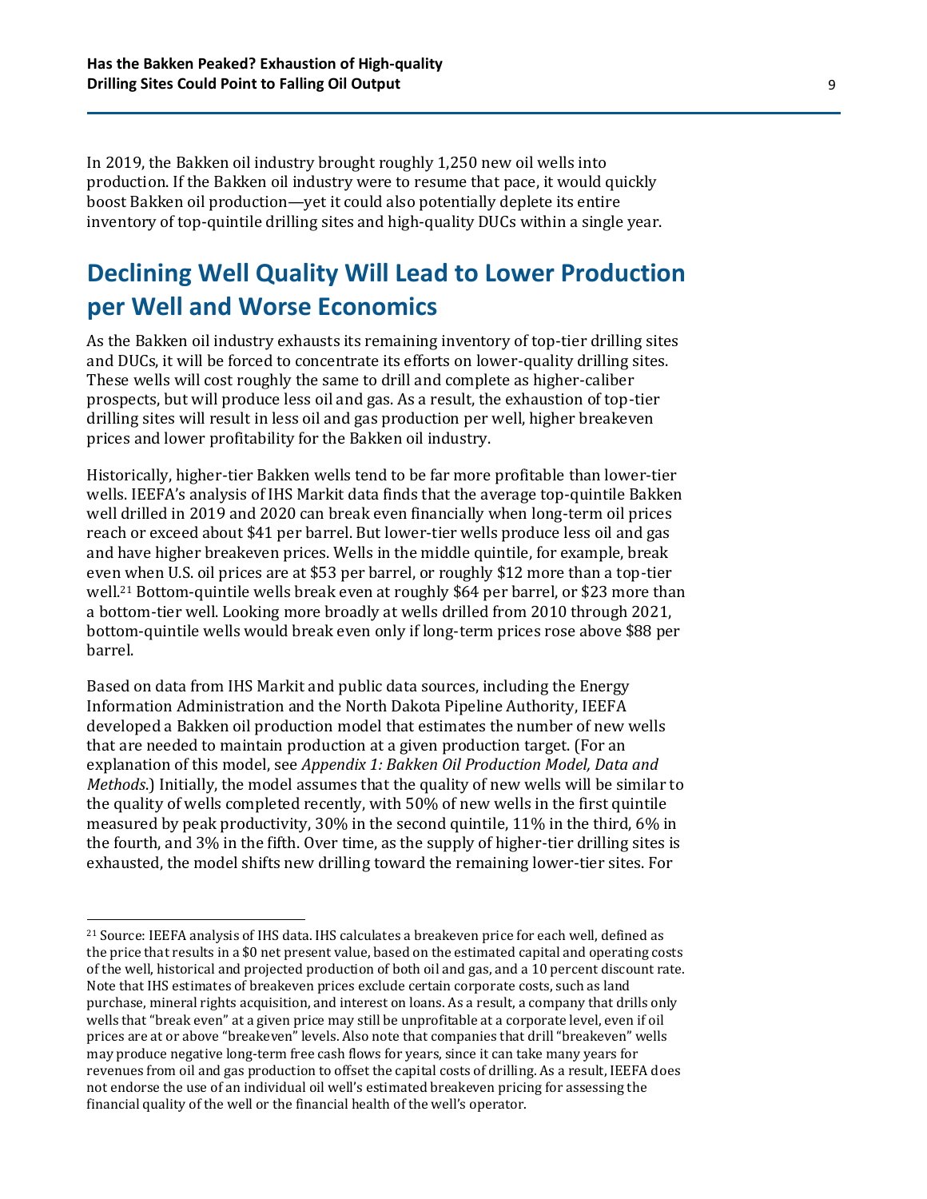In 2019, the Bakken oil industry brought roughly 1,250 new oil wells into production. If the Bakken oil industry were to resume that pace, it would quickly boost Bakken oil production—yet it could also potentially deplete its entire inventory of top-quintile drilling sites and high-quality DUCs within a single year.

## Declining Well Quality Will Lead to Lower Production per Well and Worse Economics

As the Bakken oil industry exhausts its remaining inventory of top-tier drilling sites and DUCs, it will be forced to concentrate its efforts on lower-quality drilling sites. These wells will cost roughly the same to drill and complete as higher-caliber prospects, but will produce less oil and gas. As a result, the exhaustion of top-tier drilling sites will result in less oil and gas production per well, higher breakeven prices and lower profitability for the Bakken oil industry.

Historically, higher-tier Bakken wells tend to be far more profitable than lower-tier wells. IEEFA's analysis of IHS Markit data finds that the average top-quintile Bakken well drilled in 2019 and 2020 can break even financially when long-term oil prices reach or exceed about $41 per barrel. But lower-tier wells produce less oil and gas and have higher breakeven prices. Wells in the middle quintile, for example, break even when U.S. oil prices are at $53 per barrel, or roughly $12 more than a top-tier well.[21] Bottom-quintile wells break even at roughly $64 per barrel, or $23 more than a bottom-tier well. Looking more broadly at wells drilled from 2010 through 2021, bottom-quintile wells would break even only if long-term prices rose above $88 per barrel.

Based on data from IHS Markit and public data sources, including the Energy Information Administration and the North Dakota Pipeline Authority, IEEFA developed a Bakken oil production model that estimates the number of new wells that are needed to maintain production at a given production target. (For an explanation of this model, see *Appendix 1: Bakken Oil Production Model, Data and Methods*.) Initially, the model assumes that the quality of new wells will be similar to the quality of wells completed recently, with 50% of new wells in the first quintile measured by peak productivity, 30% in the second quintile, 11% in the third, 6% in the fourth, and 3% in the fifth. Over time, as the supply of higher-tier drilling sites is exhausted, the model shifts new drilling toward the remaining lower-tier sites. For

[21] Source: IEEFA analysis of IHS data. IHS calculates a breakeven price for each well, defined as the price that results in a $0 net present value, based on the estimated capital and operating costs of the well, historical and projected production of both oil and gas, and a 10 percent discount rate. Note that IHS estimates of breakeven prices exclude certain corporate costs, such as land purchase, mineral rights acquisition, and interest on loans. As a result, a company that drills only wells that "break even" at a given price may still be unprofitable at a corporate level, even if oil prices are at or above "breakeven" levels. Also note that companies that drill "breakeven" wells may produce negative long-term free cash flows for years, since it can take many years for revenues from oil and gas production to offset the capital costs of drilling. As a result, IEEFA does not endorse the use of an individual oil well's estimated breakeven pricing for assessing the financial quality of the well or the financial health of the well's operator.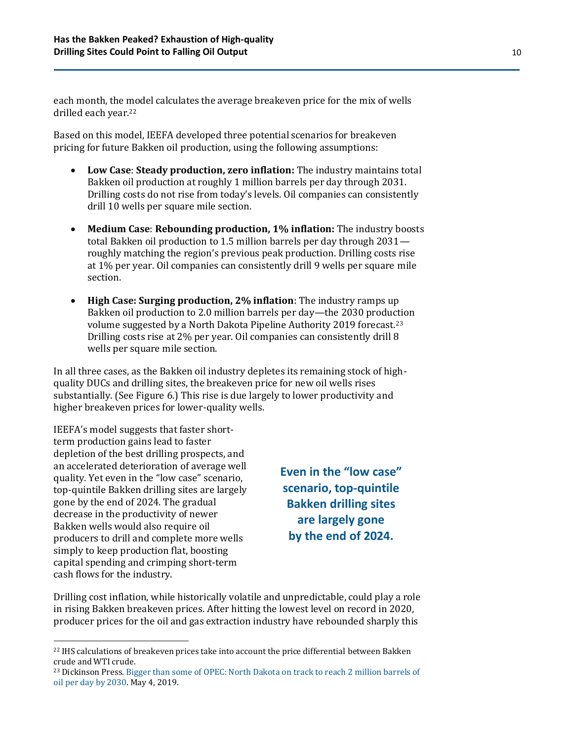each month, the model calculates the average breakeven price for the mix of wells drilled each year.[22]

Based on this model, IEEFA developed three potential scenarios for breakeven pricing for future Bakken oil production, using the following assumptions:

- **Low Case**: **Steady production, zero inflation:** The industry maintains total Bakken oil production at roughly 1 million barrels per day through 2031. Drilling costs do not rise from today's levels. Oil companies can consistently drill 10 wells per square mile section.
- **Medium Case**: **Rebounding production, 1% inflation:** The industry boosts total Bakken oil production to 1.5 million barrels per day through 2031—roughly matching the region's previous peak production. Drilling costs rise at 1% per year. Oil companies can consistently drill 9 wells per square mile section.
- **High Case: Surging production, 2% inflation**: The industry ramps up Bakken oil production to 2.0 million barrels per day—the 2030 production volume suggested by a North Dakota Pipeline Authority 2019 forecast.[23] Drilling costs rise at 2% per year. Oil companies can consistently drill 8 wells per square mile section.

In all three cases, as the Bakken oil industry depletes its remaining stock of high-quality DUCs and drilling sites, the breakeven price for new oil wells rises substantially. (See Figure 6.) This rise is due largely to lower productivity and higher breakeven prices for lower-quality wells.

IEEFA's model suggests that faster short-term production gains lead to faster depletion of the best drilling prospects, and an accelerated deterioration of average well quality. Yet even in the "low case" scenario, top-quintile Bakken drilling sites are largely gone by the end of 2024. The gradual decrease in the productivity of newer Bakken wells would also require oil producers to drill and complete more wells simply to keep production flat, boosting capital spending and crimping short-term cash flows for the industry.

**Even in the "low case" scenario, top-quintile Bakken drilling sites are largely gone by the end of 2024.**

Drilling cost inflation, while historically volatile and unpredictable, could play a role in rising Bakken breakeven prices. After hitting the lowest level on record in 2020, producer prices for the oil and gas extraction industry have rebounded sharply this

---

[22] IHS calculations of breakeven prices take into account the price differential between Bakken crude and WTI crude.

[23] Dickinson Press. Bigger than some of OPEC: North Dakota on track to reach 2 million barrels of oil per day by 2030. May 4, 2019.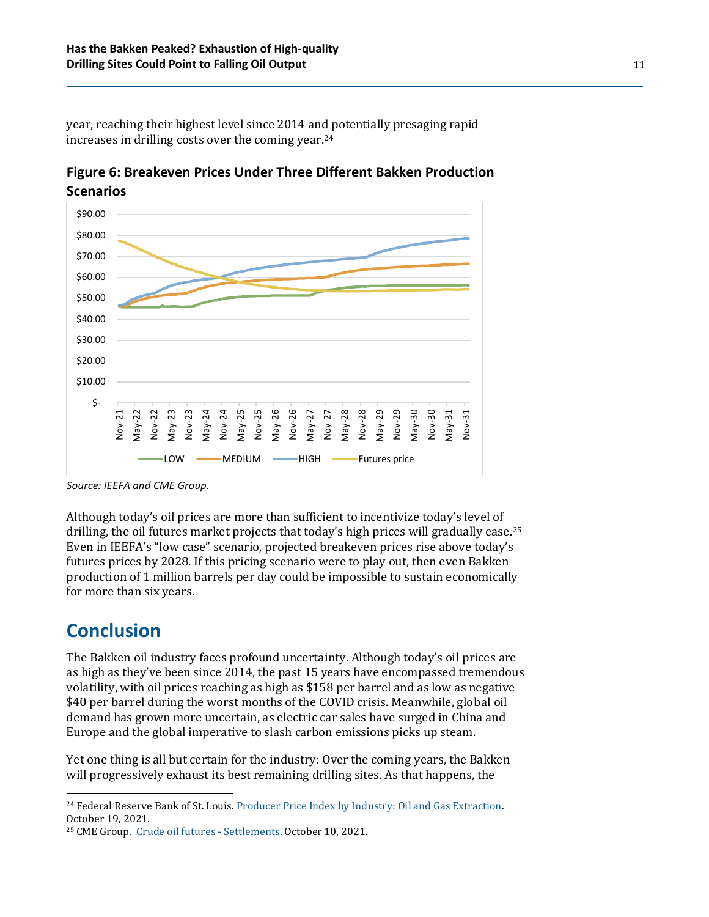year, reaching their highest level since 2014 and potentially presaging rapid increases in drilling costs over the coming year.[24]

**Figure 6: Breakeven Prices Under Three Different Bakken Production Scenarios**

*Source: IEEFA and CME Group.*

Although today's oil prices are more than sufficient to incentivize today's level of drilling, the oil futures market projects that today's high prices will gradually ease.[25] Even in IEEFA's "low case" scenario, projected breakeven prices rise above today's futures prices by 2028. If this pricing scenario were to play out, then even Bakken production of 1 million barrels per day could be impossible to sustain economically for more than six years.

## Conclusion

The Bakken oil industry faces profound uncertainty. Although today's oil prices are as high as they've been since 2014, the past 15 years have encompassed tremendous volatility, with oil prices reaching as high as $158 per barrel and as low as negative $40 per barrel during the worst months of the COVID crisis. Meanwhile, global oil demand has grown more uncertain, as electric car sales have surged in China and Europe and the global imperative to slash carbon emissions picks up steam.

Yet one thing is all but certain for the industry: Over the coming years, the Bakken will progressively exhaust its best remaining drilling sites. As that happens, the

---

[24] Federal Reserve Bank of St. Louis. Producer Price Index by Industry: Oil and Gas Extraction. October 19, 2021.

[25] CME Group. Crude oil futures - Settlements. October 10, 2021.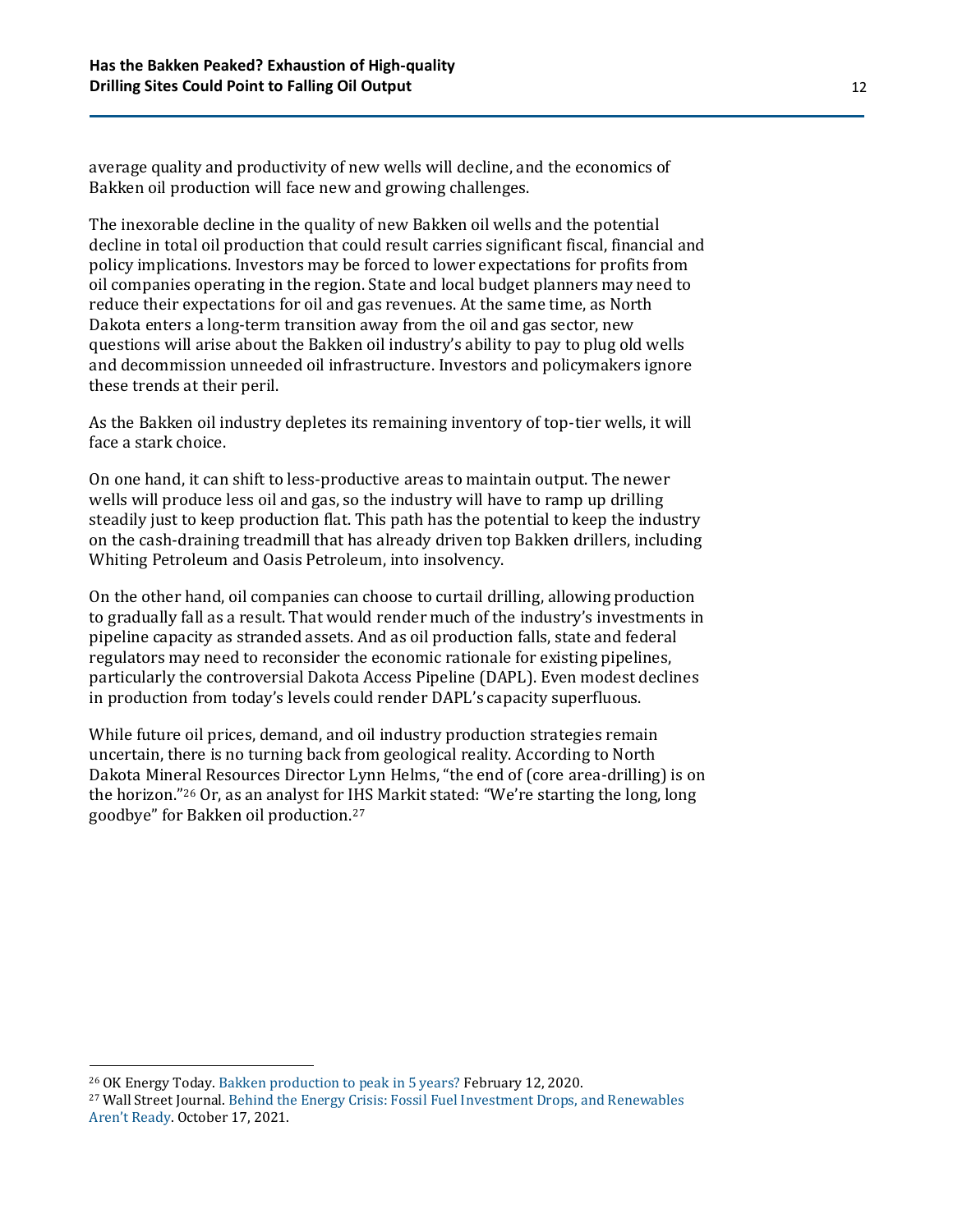average quality and productivity of new wells will decline, and the economics of Bakken oil production will face new and growing challenges.

The inexorable decline in the quality of new Bakken oil wells and the potential decline in total oil production that could result carries significant fiscal, financial and policy implications. Investors may be forced to lower expectations for profits from oil companies operating in the region. State and local budget planners may need to reduce their expectations for oil and gas revenues. At the same time, as North Dakota enters a long-term transition away from the oil and gas sector, new questions will arise about the Bakken oil industry's ability to pay to plug old wells and decommission unneeded oil infrastructure. Investors and policymakers ignore these trends at their peril.

As the Bakken oil industry depletes its remaining inventory of top-tier wells, it will face a stark choice.

On one hand, it can shift to less-productive areas to maintain output. The newer wells will produce less oil and gas, so the industry will have to ramp up drilling steadily just to keep production flat. This path has the potential to keep the industry on the cash-draining treadmill that has already driven top Bakken drillers, including Whiting Petroleum and Oasis Petroleum, into insolvency.

On the other hand, oil companies can choose to curtail drilling, allowing production to gradually fall as a result. That would render much of the industry's investments in pipeline capacity as stranded assets. And as oil production falls, state and federal regulators may need to reconsider the economic rationale for existing pipelines, particularly the controversial Dakota Access Pipeline (DAPL). Even modest declines in production from today's levels could render DAPL's capacity superfluous.

While future oil prices, demand, and oil industry production strategies remain uncertain, there is no turning back from geological reality. According to North Dakota Mineral Resources Director Lynn Helms, "the end of (core area-drilling) is on the horizon."[26] Or, as an analyst for IHS Markit stated: "We're starting the long, long goodbye" for Bakken oil production.[27]

---

[26] OK Energy Today. Bakken production to peak in 5 years? February 12, 2020.

[27] Wall Street Journal. Behind the Energy Crisis: Fossil Fuel Investment Drops, and Renewables Aren't Ready. October 17, 2021.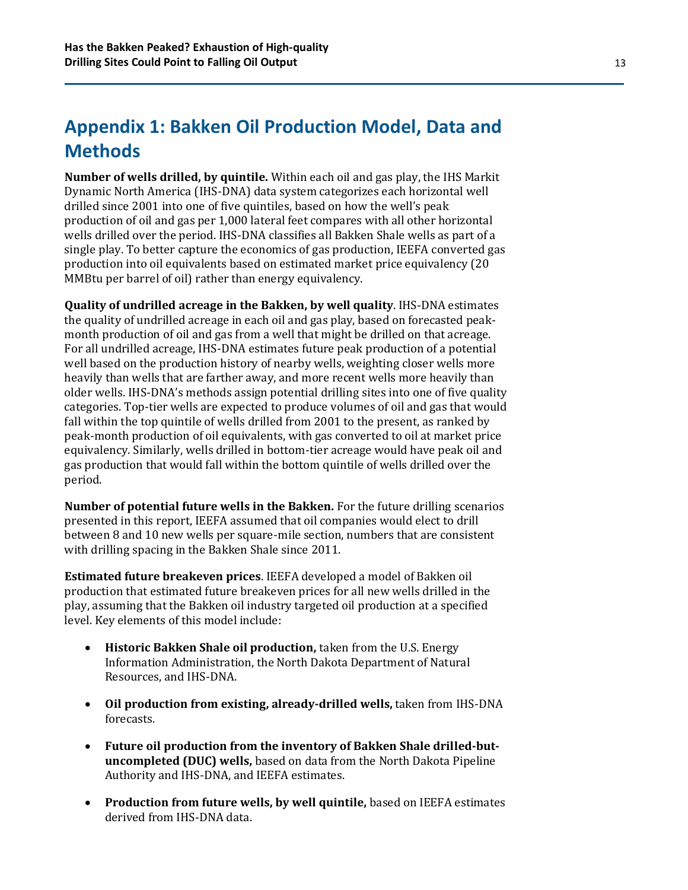# Appendix 1: Bakken Oil Production Model, Data and Methods

**Number of wells drilled, by quintile.** Within each oil and gas play, the IHS Markit Dynamic North America (IHS-DNA) data system categorizes each horizontal well drilled since 2001 into one of five quintiles, based on how the well's peak production of oil and gas per 1,000 lateral feet compares with all other horizontal wells drilled over the period. IHS-DNA classifies all Bakken Shale wells as part of a single play. To better capture the economics of gas production, IEEFA converted gas production into oil equivalents based on estimated market price equivalency (20 MMBtu per barrel of oil) rather than energy equivalency.

**Quality of undrilled acreage in the Bakken, by well quality**. IHS-DNA estimates the quality of undrilled acreage in each oil and gas play, based on forecasted peak-month production of oil and gas from a well that might be drilled on that acreage. For all undrilled acreage, IHS-DNA estimates future peak production of a potential well based on the production history of nearby wells, weighting closer wells more heavily than wells that are farther away, and more recent wells more heavily than older wells. IHS-DNA's methods assign potential drilling sites into one of five quality categories. Top-tier wells are expected to produce volumes of oil and gas that would fall within the top quintile of wells drilled from 2001 to the present, as ranked by peak-month production of oil equivalents, with gas converted to oil at market price equivalency. Similarly, wells drilled in bottom-tier acreage would have peak oil and gas production that would fall within the bottom quintile of wells drilled over the period.

**Number of potential future wells in the Bakken.** For the future drilling scenarios presented in this report, IEEFA assumed that oil companies would elect to drill between 8 and 10 new wells per square-mile section, numbers that are consistent with drilling spacing in the Bakken Shale since 2011.

**Estimated future breakeven prices**. IEEFA developed a model of Bakken oil production that estimated future breakeven prices for all new wells drilled in the play, assuming that the Bakken oil industry targeted oil production at a specified level. Key elements of this model include:

- **Historic Bakken Shale oil production,** taken from the U.S. Energy Information Administration, the North Dakota Department of Natural Resources, and IHS-DNA.
- **Oil production from existing, already-drilled wells,** taken from IHS-DNA forecasts.
- **Future oil production from the inventory of Bakken Shale drilled-but-uncompleted (DUC) wells,** based on data from the North Dakota Pipeline Authority and IHS-DNA, and IEEFA estimates.
- **Production from future wells, by well quintile,** based on IEEFA estimates derived from IHS-DNA data.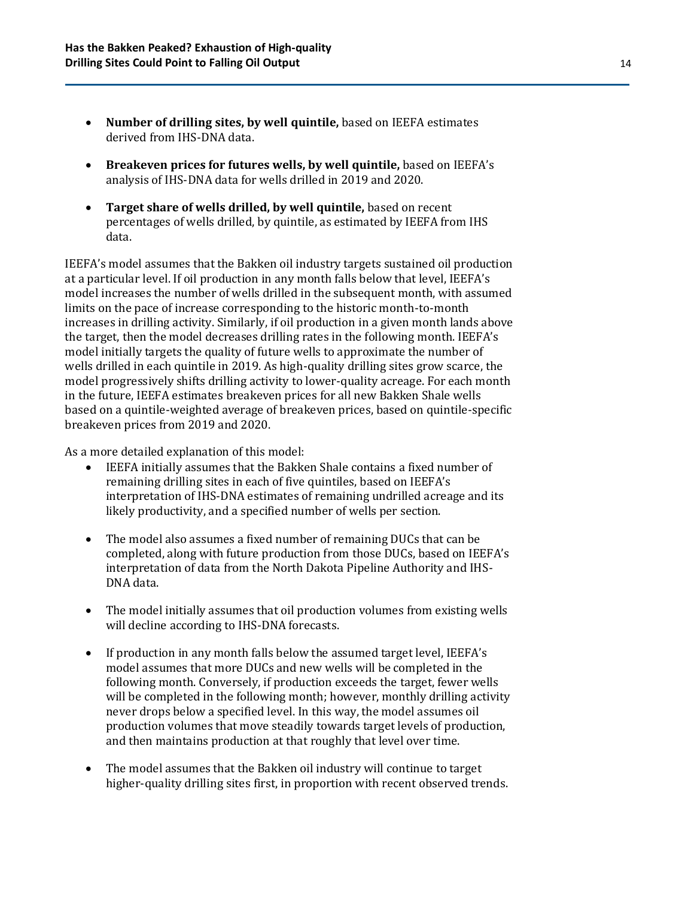- **Number of drilling sites, by well quintile,** based on IEEFA estimates derived from IHS-DNA data.

- **Breakeven prices for futures wells, by well quintile,** based on IEEFA's analysis of IHS-DNA data for wells drilled in 2019 and 2020.

- **Target share of wells drilled, by well quintile,** based on recent percentages of wells drilled, by quintile, as estimated by IEEFA from IHS data.

IEEFA's model assumes that the Bakken oil industry targets sustained oil production at a particular level. If oil production in any month falls below that level, IEEFA's model increases the number of wells drilled in the subsequent month, with assumed limits on the pace of increase corresponding to the historic month-to-month increases in drilling activity. Similarly, if oil production in a given month lands above the target, then the model decreases drilling rates in the following month. IEEFA's model initially targets the quality of future wells to approximate the number of wells drilled in each quintile in 2019. As high-quality drilling sites grow scarce, the model progressively shifts drilling activity to lower-quality acreage. For each month in the future, IEEFA estimates breakeven prices for all new Bakken Shale wells based on a quintile-weighted average of breakeven prices, based on quintile-specific breakeven prices from 2019 and 2020.

As a more detailed explanation of this model:

- IEEFA initially assumes that the Bakken Shale contains a fixed number of remaining drilling sites in each of five quintiles, based on IEEFA's interpretation of IHS-DNA estimates of remaining undrilled acreage and its likely productivity, and a specified number of wells per section.

- The model also assumes a fixed number of remaining DUCs that can be completed, along with future production from those DUCs, based on IEEFA's interpretation of data from the North Dakota Pipeline Authority and IHS-DNA data.

- The model initially assumes that oil production volumes from existing wells will decline according to IHS-DNA forecasts.

- If production in any month falls below the assumed target level, IEEFA's model assumes that more DUCs and new wells will be completed in the following month. Conversely, if production exceeds the target, fewer wells will be completed in the following month; however, monthly drilling activity never drops below a specified level. In this way, the model assumes oil production volumes that move steadily towards target levels of production, and then maintains production at that roughly that level over time.

- The model assumes that the Bakken oil industry will continue to target higher-quality drilling sites first, in proportion with recent observed trends.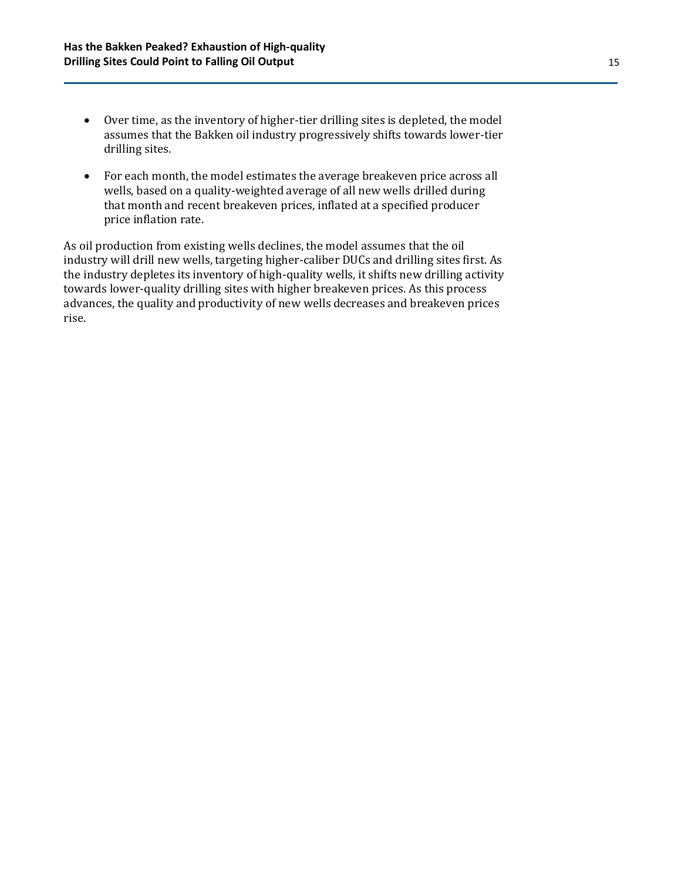- Over time, as the inventory of higher-tier drilling sites is depleted, the model assumes that the Bakken oil industry progressively shifts towards lower-tier drilling sites.
- For each month, the model estimates the average breakeven price across all wells, based on a quality-weighted average of all new wells drilled during that month and recent breakeven prices, inflated at a specified producer price inflation rate.

As oil production from existing wells declines, the model assumes that the oil industry will drill new wells, targeting higher-caliber DUCs and drilling sites first. As the industry depletes its inventory of high-quality wells, it shifts new drilling activity towards lower-quality drilling sites with higher breakeven prices. As this process advances, the quality and productivity of new wells decreases and breakeven prices rise.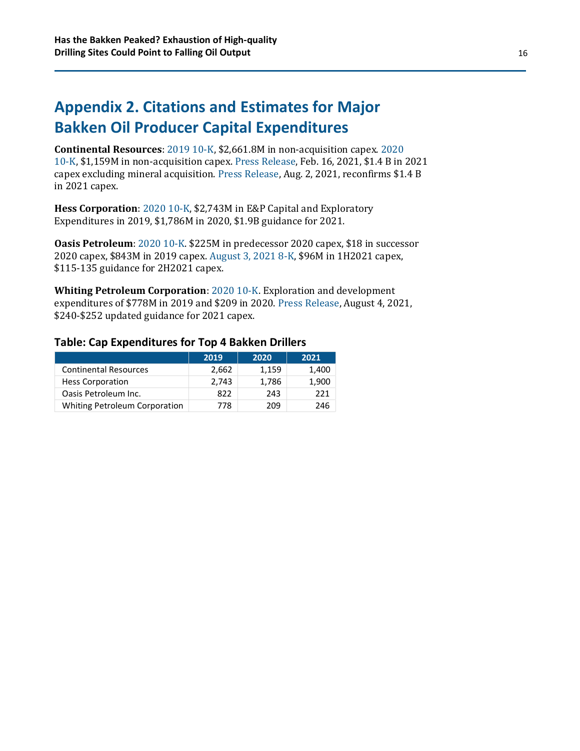# Appendix 2. Citations and Estimates for Major Bakken Oil Producer Capital Expenditures

**Continental Resources**: 2019 10-K, $2,661.8M in non-acquisition capex. 2020 10-K, $1,159M in non-acquisition capex. Press Release, Feb. 16, 2021, $1.4 B in 2021 capex excluding mineral acquisition. Press Release, Aug. 2, 2021, reconfirms $1.4 B in 2021 capex.

**Hess Corporation**: 2020 10-K, $2,743M in E&P Capital and Exploratory Expenditures in 2019, $1,786M in 2020, $1.9B guidance for 2021.

**Oasis Petroleum**: 2020 10-K. $225M in predecessor 2020 capex, $18 in successor 2020 capex, $843M in 2019 capex. August 3, 2021 8-K, $96M in 1H2021 capex, $115-135 guidance for 2H2021 capex.

**Whiting Petroleum Corporation**: 2020 10-K. Exploration and development expenditures of $778M in 2019 and $209 in 2020. Press Release, August 4, 2021, $240-$252 updated guidance for 2021 capex.

### Table: Cap Expenditures for Top 4 Bakken Drillers

| | 2019 | 2020 | 2021 |
|---|---|---|---|
| Continental Resources | 2,662 | 1,159 | 1,400 |
| Hess Corporation | 2,743 | 1,786 | 1,900 |
| Oasis Petroleum Inc. | 822 | 243 | 221 |
| Whiting Petroleum Corporation | 778 | 209 | 246 |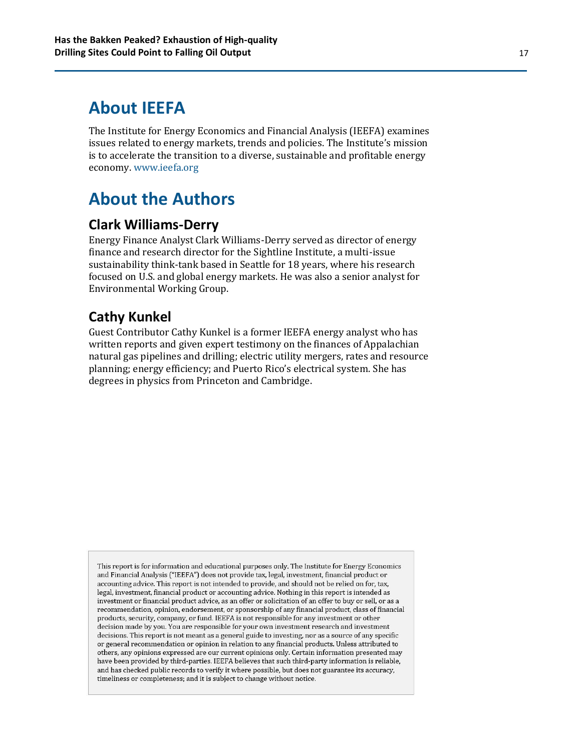## About IEEFA

The Institute for Energy Economics and Financial Analysis (IEEFA) examines issues related to energy markets, trends and policies. The Institute's mission is to accelerate the transition to a diverse, sustainable and profitable energy economy. www.ieefa.org

## About the Authors

### Clark Williams-Derry

Energy Finance Analyst Clark Williams-Derry served as director of energy finance and research director for the Sightline Institute, a multi-issue sustainability think-tank based in Seattle for 18 years, where his research focused on U.S. and global energy markets. He was also a senior analyst for Environmental Working Group.

### Cathy Kunkel

Guest Contributor Cathy Kunkel is a former IEEFA energy analyst who has written reports and given expert testimony on the finances of Appalachian natural gas pipelines and drilling; electric utility mergers, rates and resource planning; energy efficiency; and Puerto Rico's electrical system. She has degrees in physics from Princeton and Cambridge.

This report is for information and educational purposes only. The Institute for Energy Economics and Financial Analysis ("IEEFA") does not provide tax, legal, investment, financial product or accounting advice. This report is not intended to provide, and should not be relied on for, tax, legal, investment, financial product or accounting advice. Nothing in this report is intended as investment or financial product advice, as an offer or solicitation of an offer to buy or sell, or as a recommendation, opinion, endorsement, or sponsorship of any financial product, class of financial products, security, company, or fund. IEEFA is not responsible for any investment or other decision made by you. You are responsible for your own investment research and investment decisions. This report is not meant as a general guide to investing, nor as a source of any specific or general recommendation or opinion in relation to any financial products. Unless attributed to others, any opinions expressed are our current opinions only. Certain information presented may have been provided by third-parties. IEEFA believes that such third-party information is reliable, and has checked public records to verify it where possible, but does not guarantee its accuracy, timeliness or completeness; and it is subject to change without notice.